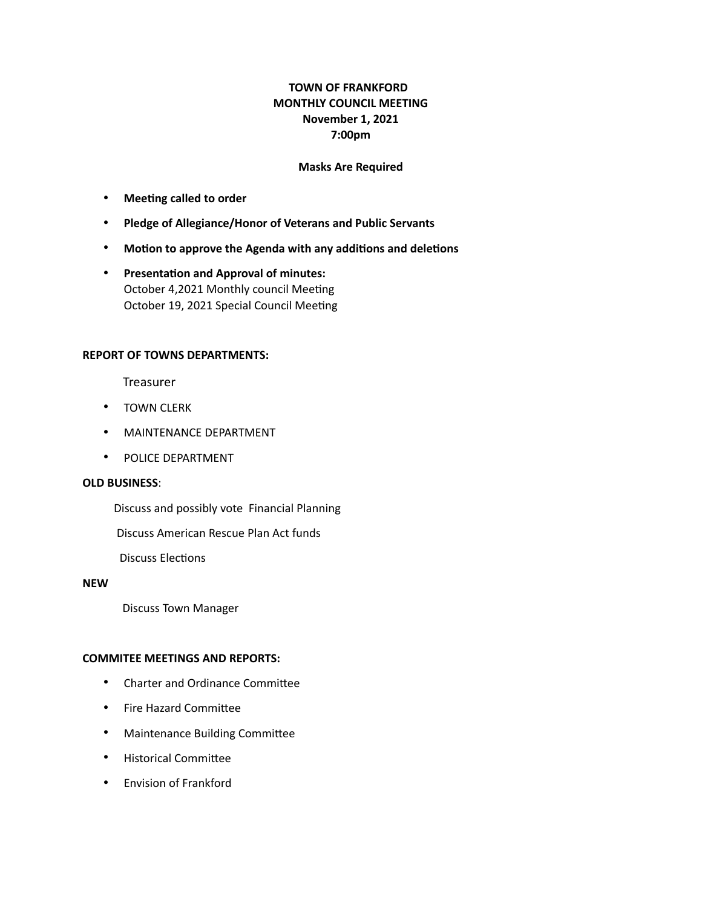**TOWN OF FRANKFORD**
**MONTHLY COUNCIL MEETING**
**November 1, 2021**
**7:00pm**

**Masks Are Required**

- **Meeting called to order**
- **Pledge of Allegiance/Honor of Veterans and Public Servants**
- **Motion to approve the Agenda with any additions and deletions**
- **Presentation and Approval of minutes:**
  October 4,2021 Monthly council Meeting
  October 19, 2021 Special Council Meeting

**REPORT OF TOWNS DEPARTMENTS:**

Treasurer

- TOWN CLERK
- MAINTENANCE DEPARTMENT
- POLICE DEPARTMENT

**OLD BUSINESS**:

Discuss and possibly vote Financial Planning

Discuss American Rescue Plan Act funds

Discuss Elections

**NEW**

Discuss Town Manager

**COMMITEE MEETINGS AND REPORTS:**

- Charter and Ordinance Committee
- Fire Hazard Committee
- Maintenance Building Committee
- Historical Committee
- Envision of Frankford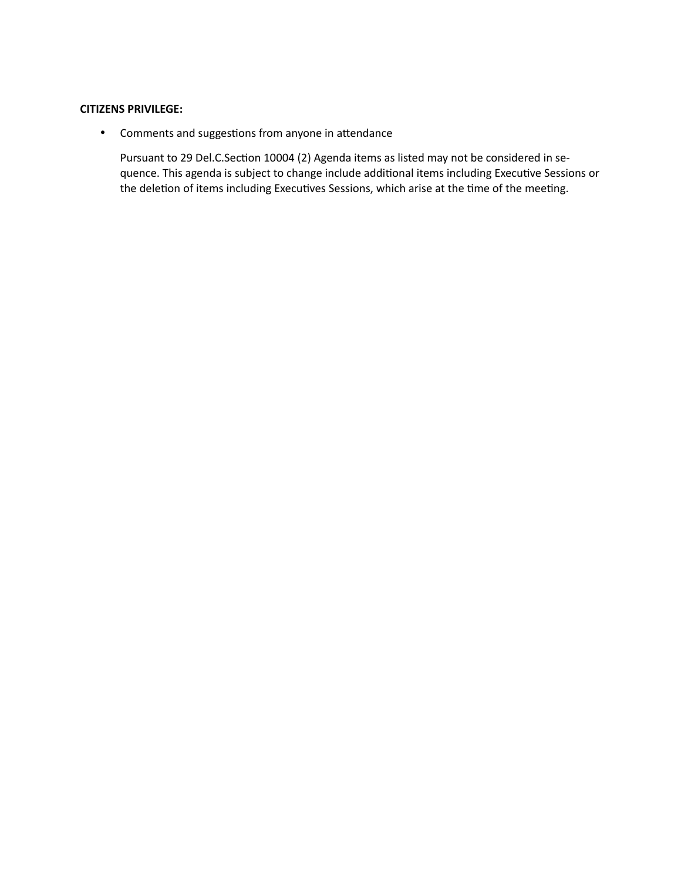**CITIZENS PRIVILEGE:**

- Comments and suggestions from anyone in attendance

  Pursuant to 29 Del.C.Section 10004 (2) Agenda items as listed may not be considered in sequence. This agenda is subject to change include additional items including Executive Sessions or the deletion of items including Executives Sessions, which arise at the time of the meeting.